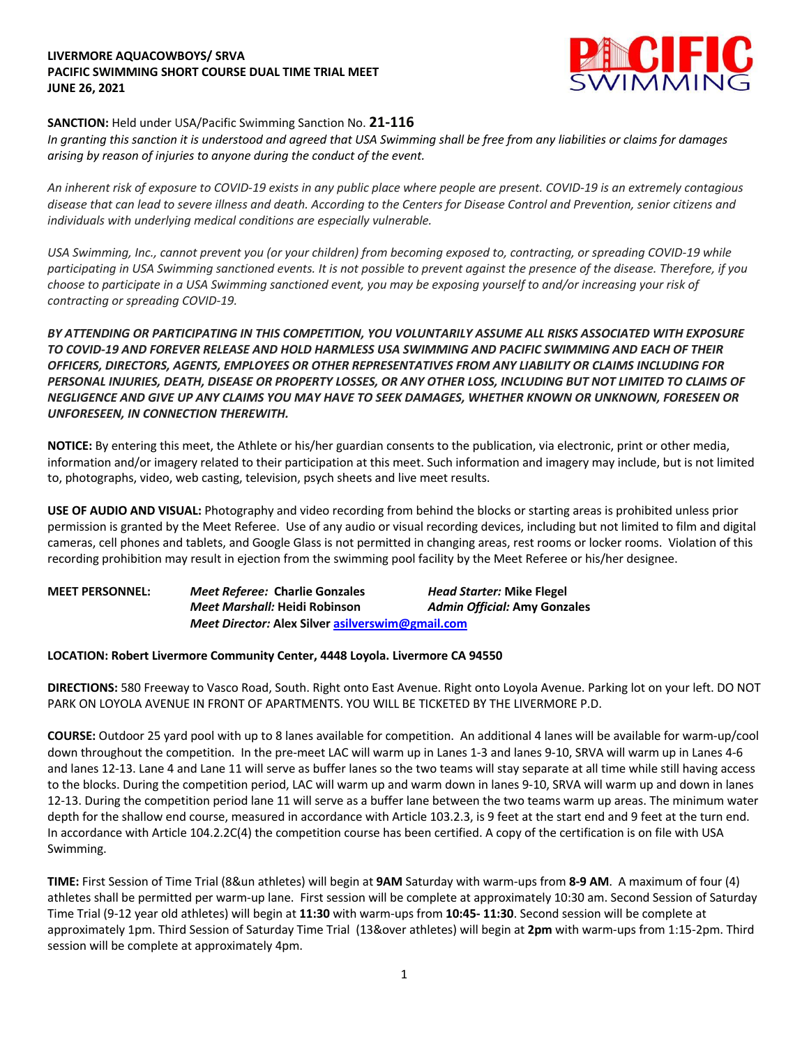**LIVERMORE AQUACOWBOYS/ SRVA**
**PACIFIC SWIMMING SHORT COURSE DUAL TIME TRIAL MEET**
**JUNE 26, 2021**

**SANCTION:** Held under USA/Pacific Swimming Sanction No. **21-116**

*In granting this sanction it is understood and agreed that USA Swimming shall be free from any liabilities or claims for damages arising by reason of injuries to anyone during the conduct of the event.*

*An inherent risk of exposure to COVID-19 exists in any public place where people are present. COVID-19 is an extremely contagious disease that can lead to severe illness and death. According to the Centers for Disease Control and Prevention, senior citizens and individuals with underlying medical conditions are especially vulnerable.*

*USA Swimming, Inc., cannot prevent you (or your children) from becoming exposed to, contracting, or spreading COVID-19 while participating in USA Swimming sanctioned events. It is not possible to prevent against the presence of the disease. Therefore, if you choose to participate in a USA Swimming sanctioned event, you may be exposing yourself to and/or increasing your risk of contracting or spreading COVID-19.*

***BY ATTENDING OR PARTICIPATING IN THIS COMPETITION, YOU VOLUNTARILY ASSUME ALL RISKS ASSOCIATED WITH EXPOSURE TO COVID-19 AND FOREVER RELEASE AND HOLD HARMLESS USA SWIMMING AND PACIFIC SWIMMING AND EACH OF THEIR OFFICERS, DIRECTORS, AGENTS, EMPLOYEES OR OTHER REPRESENTATIVES FROM ANY LIABILITY OR CLAIMS INCLUDING FOR PERSONAL INJURIES, DEATH, DISEASE OR PROPERTY LOSSES, OR ANY OTHER LOSS, INCLUDING BUT NOT LIMITED TO CLAIMS OF NEGLIGENCE AND GIVE UP ANY CLAIMS YOU MAY HAVE TO SEEK DAMAGES, WHETHER KNOWN OR UNKNOWN, FORESEEN OR UNFORESEEN, IN CONNECTION THEREWITH.***

**NOTICE:** By entering this meet, the Athlete or his/her guardian consents to the publication, via electronic, print or other media, information and/or imagery related to their participation at this meet. Such information and imagery may include, but is not limited to, photographs, video, web casting, television, psych sheets and live meet results.

**USE OF AUDIO AND VISUAL:** Photography and video recording from behind the blocks or starting areas is prohibited unless prior permission is granted by the Meet Referee. Use of any audio or visual recording devices, including but not limited to film and digital cameras, cell phones and tablets, and Google Glass is not permitted in changing areas, rest rooms or locker rooms. Violation of this recording prohibition may result in ejection from the swimming pool facility by the Meet Referee or his/her designee.

**MEET PERSONNEL:** *Meet Referee:* **Charlie Gonzales** *Head Starter:* **Mike Flegel**
*Meet Marshall:* **Heidi Robinson** *Admin Official:* **Amy Gonzales**
*Meet Director:* **Alex Silver asilverswim@gmail.com**

**LOCATION: Robert Livermore Community Center, 4448 Loyola. Livermore CA 94550**

**DIRECTIONS:** 580 Freeway to Vasco Road, South. Right onto East Avenue. Right onto Loyola Avenue. Parking lot on your left. DO NOT PARK ON LOYOLA AVENUE IN FRONT OF APARTMENTS. YOU WILL BE TICKETED BY THE LIVERMORE P.D.

**COURSE:** Outdoor 25 yard pool with up to 8 lanes available for competition. An additional 4 lanes will be available for warm-up/cool down throughout the competition. In the pre-meet LAC will warm up in Lanes 1-3 and lanes 9-10, SRVA will warm up in Lanes 4-6 and lanes 12-13. Lane 4 and Lane 11 will serve as buffer lanes so the two teams will stay separate at all time while still having access to the blocks. During the competition period, LAC will warm up and warm down in lanes 9-10, SRVA will warm up and down in lanes 12-13. During the competition period lane 11 will serve as a buffer lane between the two teams warm up areas. The minimum water depth for the shallow end course, measured in accordance with Article 103.2.3, is 9 feet at the start end and 9 feet at the turn end. In accordance with Article 104.2.2C(4) the competition course has been certified. A copy of the certification is on file with USA Swimming.

**TIME:** First Session of Time Trial (8&un athletes) will begin at **9AM** Saturday with warm-ups from **8-9 AM**. A maximum of four (4) athletes shall be permitted per warm-up lane. First session will be complete at approximately 10:30 am. Second Session of Saturday Time Trial (9-12 year old athletes) will begin at **11:30** with warm-ups from **10:45- 11:30**. Second session will be complete at approximately 1pm. Third Session of Saturday Time Trial (13&over athletes) will begin at **2pm** with warm-ups from 1:15-2pm. Third session will be complete at approximately 4pm.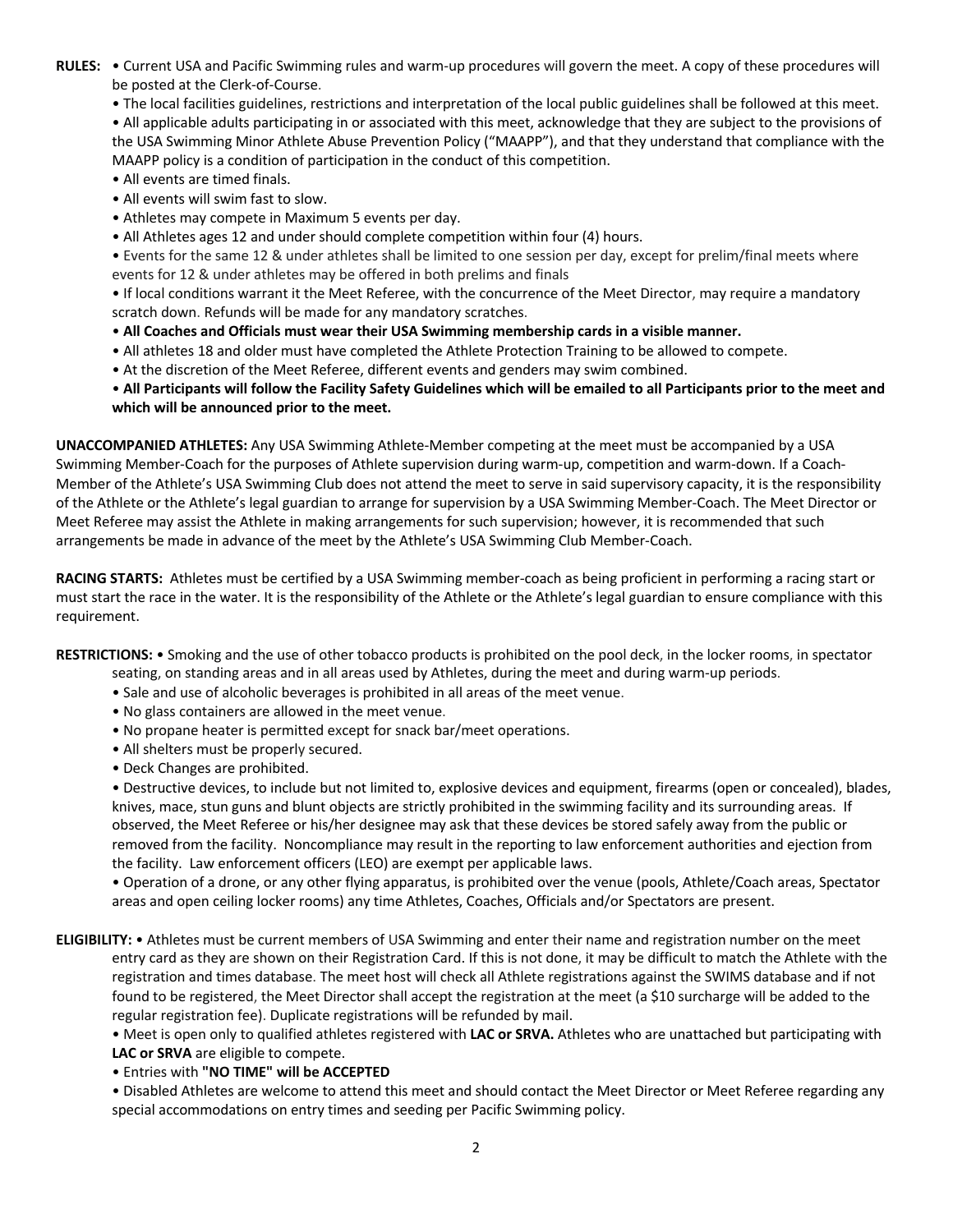**RULES:** • Current USA and Pacific Swimming rules and warm-up procedures will govern the meet. A copy of these procedures will be posted at the Clerk-of-Course.

• The local facilities guidelines, restrictions and interpretation of the local public guidelines shall be followed at this meet.

• All applicable adults participating in or associated with this meet, acknowledge that they are subject to the provisions of the USA Swimming Minor Athlete Abuse Prevention Policy ("MAAPP"), and that they understand that compliance with the MAAPP policy is a condition of participation in the conduct of this competition.

• All events are timed finals.

• All events will swim fast to slow.

• Athletes may compete in Maximum 5 events per day.

• All Athletes ages 12 and under should complete competition within four (4) hours.

• Events for the same 12 & under athletes shall be limited to one session per day, except for prelim/final meets where events for 12 & under athletes may be offered in both prelims and finals

• If local conditions warrant it the Meet Referee, with the concurrence of the Meet Director, may require a mandatory scratch down. Refunds will be made for any mandatory scratches.

• **All Coaches and Officials must wear their USA Swimming membership cards in a visible manner.**

• All athletes 18 and older must have completed the Athlete Protection Training to be allowed to compete.

• At the discretion of the Meet Referee, different events and genders may swim combined.

• **All Participants will follow the Facility Safety Guidelines which will be emailed to all Participants prior to the meet and which will be announced prior to the meet.**

**UNACCOMPANIED ATHLETES:** Any USA Swimming Athlete-Member competing at the meet must be accompanied by a USA Swimming Member-Coach for the purposes of Athlete supervision during warm-up, competition and warm-down. If a Coach-Member of the Athlete's USA Swimming Club does not attend the meet to serve in said supervisory capacity, it is the responsibility of the Athlete or the Athlete's legal guardian to arrange for supervision by a USA Swimming Member-Coach. The Meet Director or Meet Referee may assist the Athlete in making arrangements for such supervision; however, it is recommended that such arrangements be made in advance of the meet by the Athlete's USA Swimming Club Member-Coach.

**RACING STARTS:** Athletes must be certified by a USA Swimming member-coach as being proficient in performing a racing start or must start the race in the water. It is the responsibility of the Athlete or the Athlete's legal guardian to ensure compliance with this requirement.

**RESTRICTIONS:** • Smoking and the use of other tobacco products is prohibited on the pool deck, in the locker rooms, in spectator seating, on standing areas and in all areas used by Athletes, during the meet and during warm-up periods.

• Sale and use of alcoholic beverages is prohibited in all areas of the meet venue.

• No glass containers are allowed in the meet venue.

• No propane heater is permitted except for snack bar/meet operations.

• All shelters must be properly secured.

• Deck Changes are prohibited.

• Destructive devices, to include but not limited to, explosive devices and equipment, firearms (open or concealed), blades, knives, mace, stun guns and blunt objects are strictly prohibited in the swimming facility and its surrounding areas. If observed, the Meet Referee or his/her designee may ask that these devices be stored safely away from the public or removed from the facility. Noncompliance may result in the reporting to law enforcement authorities and ejection from the facility. Law enforcement officers (LEO) are exempt per applicable laws.

• Operation of a drone, or any other flying apparatus, is prohibited over the venue (pools, Athlete/Coach areas, Spectator areas and open ceiling locker rooms) any time Athletes, Coaches, Officials and/or Spectators are present.

**ELIGIBILITY:** • Athletes must be current members of USA Swimming and enter their name and registration number on the meet entry card as they are shown on their Registration Card. If this is not done, it may be difficult to match the Athlete with the registration and times database. The meet host will check all Athlete registrations against the SWIMS database and if not found to be registered, the Meet Director shall accept the registration at the meet (a $10 surcharge will be added to the regular registration fee). Duplicate registrations will be refunded by mail.

• Meet is open only to qualified athletes registered with **LAC or SRVA.** Athletes who are unattached but participating with **LAC or SRVA** are eligible to compete.

• Entries with **"NO TIME" will be ACCEPTED**

• Disabled Athletes are welcome to attend this meet and should contact the Meet Director or Meet Referee regarding any special accommodations on entry times and seeding per Pacific Swimming policy.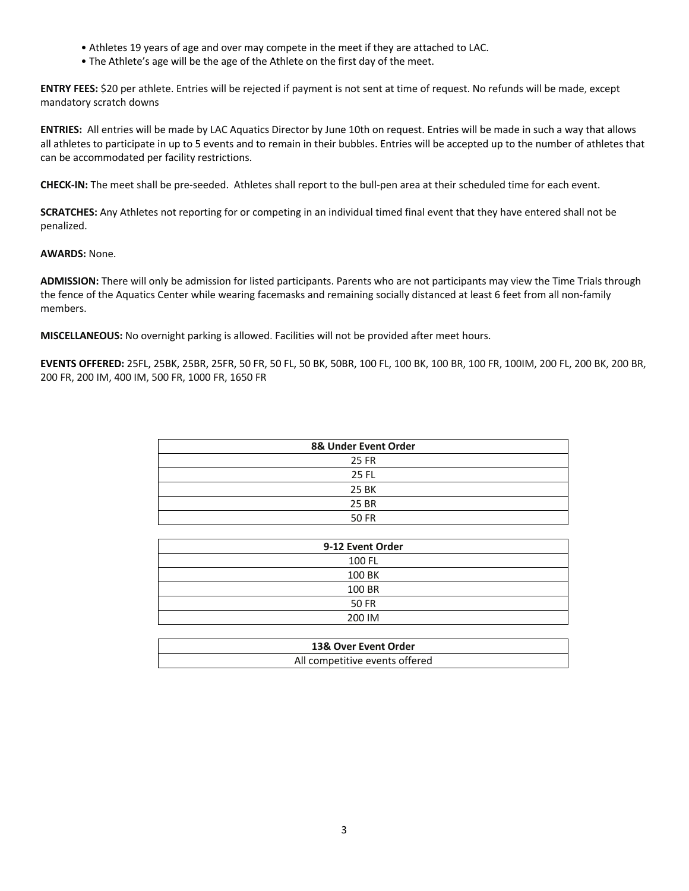- Athletes 19 years of age and over may compete in the meet if they are attached to LAC.
- The Athlete's age will be the age of the Athlete on the first day of the meet.

**ENTRY FEES:** $20 per athlete. Entries will be rejected if payment is not sent at time of request. No refunds will be made, except mandatory scratch downs

**ENTRIES:** All entries will be made by LAC Aquatics Director by June 10th on request. Entries will be made in such a way that allows all athletes to participate in up to 5 events and to remain in their bubbles. Entries will be accepted up to the number of athletes that can be accommodated per facility restrictions.

**CHECK-IN:** The meet shall be pre-seeded. Athletes shall report to the bull-pen area at their scheduled time for each event.

**SCRATCHES:** Any Athletes not reporting for or competing in an individual timed final event that they have entered shall not be penalized.

**AWARDS:** None.

**ADMISSION:** There will only be admission for listed participants. Parents who are not participants may view the Time Trials through the fence of the Aquatics Center while wearing facemasks and remaining socially distanced at least 6 feet from all non-family members.

**MISCELLANEOUS:** No overnight parking is allowed. Facilities will not be provided after meet hours.

**EVENTS OFFERED:** 25FL, 25BK, 25BR, 25FR, 50 FR, 50 FL, 50 BK, 50BR, 100 FL, 100 BK, 100 BR, 100 FR, 100IM, 200 FL, 200 BK, 200 BR, 200 FR, 200 IM, 400 IM, 500 FR, 1000 FR, 1650 FR

| 8& Under Event Order |
|---|
| 25 FR |
| 25 FL |
| 25 BK |
| 25 BR |
| 50 FR |

| 9-12 Event Order |
|---|
| 100 FL |
| 100 BK |
| 100 BR |
| 50 FR |
| 200 IM |

| 13& Over Event Order |
|---|
| All competitive events offered |